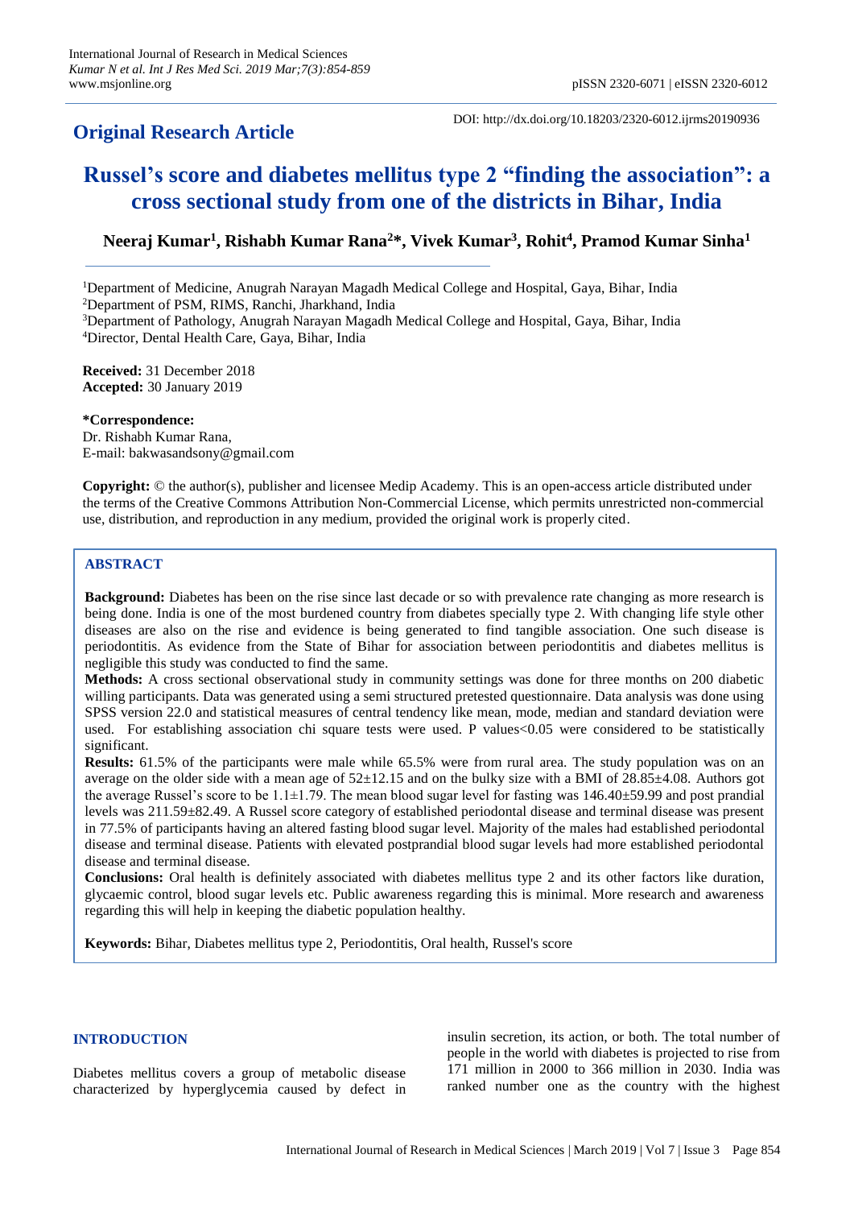**Original Research Article**

DOI: http://dx.doi.org/10.18203/2320-6012.ijrms20190936

# Russel's score and diabetes mellitus type 2 "finding the association": a cross sectional study from one of the districts in Bihar, India

**Neeraj Kumar[1], Rishabh Kumar Rana[2]*, Vivek Kumar[3], Rohit[4], Pramod Kumar Sinha[1]**

[1]Department of Medicine, Anugrah Narayan Magadh Medical College and Hospital, Gaya, Bihar, India
[2]Department of PSM, RIMS, Ranchi, Jharkhand, India
[3]Department of Pathology, Anugrah Narayan Magadh Medical College and Hospital, Gaya, Bihar, India
[4]Director, Dental Health Care, Gaya, Bihar, India

**Received:** 31 December 2018
**Accepted:** 30 January 2019

***Correspondence:**
Dr. Rishabh Kumar Rana,
E-mail: bakwasandsony@gmail.com

**Copyright:** © the author(s), publisher and licensee Medip Academy. This is an open-access article distributed under the terms of the Creative Commons Attribution Non-Commercial License, which permits unrestricted non-commercial use, distribution, and reproduction in any medium, provided the original work is properly cited.

## ABSTRACT

**Background:** Diabetes has been on the rise since last decade or so with prevalence rate changing as more research is being done. India is one of the most burdened country from diabetes specially type 2. With changing life style other diseases are also on the rise and evidence is being generated to find tangible association. One such disease is periodontitis. As evidence from the State of Bihar for association between periodontitis and diabetes mellitus is negligible this study was conducted to find the same.

**Methods:** A cross sectional observational study in community settings was done for three months on 200 diabetic willing participants. Data was generated using a semi structured pretested questionnaire. Data analysis was done using SPSS version 22.0 and statistical measures of central tendency like mean, mode, median and standard deviation were used. For establishing association chi square tests were used. P values<0.05 were considered to be statistically significant.

**Results:** 61.5% of the participants were male while 65.5% were from rural area. The study population was on an average on the older side with a mean age of 52±12.15 and on the bulky size with a BMI of 28.85±4.08. Authors got the average Russel's score to be 1.1±1.79. The mean blood sugar level for fasting was 146.40±59.99 and post prandial levels was 211.59±82.49. A Russel score category of established periodontal disease and terminal disease was present in 77.5% of participants having an altered fasting blood sugar level. Majority of the males had established periodontal disease and terminal disease. Patients with elevated postprandial blood sugar levels had more established periodontal disease and terminal disease.

**Conclusions:** Oral health is definitely associated with diabetes mellitus type 2 and its other factors like duration, glycaemic control, blood sugar levels etc. Public awareness regarding this is minimal. More research and awareness regarding this will help in keeping the diabetic population healthy.

**Keywords:** Bihar, Diabetes mellitus type 2, Periodontitis, Oral health, Russel's score

## INTRODUCTION

Diabetes mellitus covers a group of metabolic disease characterized by hyperglycemia caused by defect in insulin secretion, its action, or both. The total number of people in the world with diabetes is projected to rise from 171 million in 2000 to 366 million in 2030. India was ranked number one as the country with the highest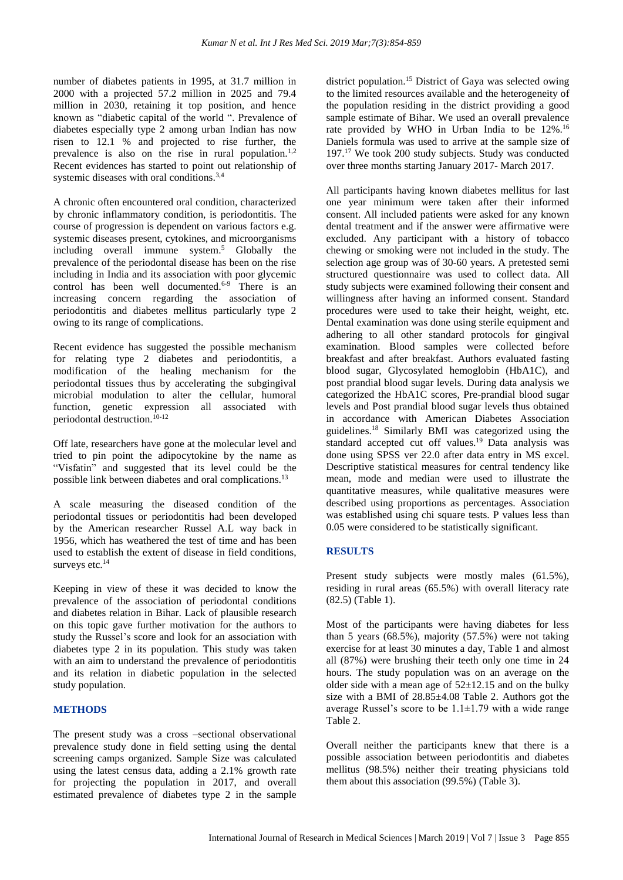number of diabetes patients in 1995, at 31.7 million in 2000 with a projected 57.2 million in 2025 and 79.4 million in 2030, retaining it top position, and hence known as "diabetic capital of the world ". Prevalence of diabetes especially type 2 among urban Indian has now risen to 12.1 % and projected to rise further, the prevalence is also on the rise in rural population.[1,2] Recent evidences has started to point out relationship of systemic diseases with oral conditions.[3,4]

A chronic often encountered oral condition, characterized by chronic inflammatory condition, is periodontitis. The course of progression is dependent on various factors e.g. systemic diseases present, cytokines, and microorganisms including overall immune system.[5] Globally the prevalence of the periodontal disease has been on the rise including in India and its association with poor glycemic control has been well documented.[6-9] There is an increasing concern regarding the association of periodontitis and diabetes mellitus particularly type 2 owing to its range of complications.

Recent evidence has suggested the possible mechanism for relating type 2 diabetes and periodontitis, a modification of the healing mechanism for the periodontal tissues thus by accelerating the subgingival microbial modulation to alter the cellular, humoral function, genetic expression all associated with periodontal destruction.[10-12]

Off late, researchers have gone at the molecular level and tried to pin point the adipocytokine by the name as "Visfatin" and suggested that its level could be the possible link between diabetes and oral complications.[13]

A scale measuring the diseased condition of the periodontal tissues or periodontitis had been developed by the American researcher Russel A.L way back in 1956, which has weathered the test of time and has been used to establish the extent of disease in field conditions, surveys etc.[14]

Keeping in view of these it was decided to know the prevalence of the association of periodontal conditions and diabetes relation in Bihar. Lack of plausible research on this topic gave further motivation for the authors to study the Russel's score and look for an association with diabetes type 2 in its population. This study was taken with an aim to understand the prevalence of periodontitis and its relation in diabetic population in the selected study population.

## METHODS

The present study was a cross –sectional observational prevalence study done in field setting using the dental screening camps organized. Sample Size was calculated using the latest census data, adding a 2.1% growth rate for projecting the population in 2017, and overall estimated prevalence of diabetes type 2 in the sample district population.[15] District of Gaya was selected owing to the limited resources available and the heterogeneity of the population residing in the district providing a good sample estimate of Bihar. We used an overall prevalence rate provided by WHO in Urban India to be 12%.[16] Daniels formula was used to arrive at the sample size of 197.[17] We took 200 study subjects. Study was conducted over three months starting January 2017- March 2017.

All participants having known diabetes mellitus for last one year minimum were taken after their informed consent. All included patients were asked for any known dental treatment and if the answer were affirmative were excluded. Any participant with a history of tobacco chewing or smoking were not included in the study. The selection age group was of 30-60 years. A pretested semi structured questionnaire was used to collect data. All study subjects were examined following their consent and willingness after having an informed consent. Standard procedures were used to take their height, weight, etc. Dental examination was done using sterile equipment and adhering to all other standard protocols for gingival examination. Blood samples were collected before breakfast and after breakfast. Authors evaluated fasting blood sugar, Glycosylated hemoglobin (HbA1C), and post prandial blood sugar levels. During data analysis we categorized the HbA1C scores, Pre-prandial blood sugar levels and Post prandial blood sugar levels thus obtained in accordance with American Diabetes Association guidelines.[18] Similarly BMI was categorized using the standard accepted cut off values.[19] Data analysis was done using SPSS ver 22.0 after data entry in MS excel. Descriptive statistical measures for central tendency like mean, mode and median were used to illustrate the quantitative measures, while qualitative measures were described using proportions as percentages. Association was established using chi square tests. P values less than 0.05 were considered to be statistically significant.

## RESULTS

Present study subjects were mostly males (61.5%), residing in rural areas (65.5%) with overall literacy rate (82.5) (Table 1).

Most of the participants were having diabetes for less than 5 years (68.5%), majority (57.5%) were not taking exercise for at least 30 minutes a day, Table 1 and almost all (87%) were brushing their teeth only one time in 24 hours. The study population was on an average on the older side with a mean age of 52±12.15 and on the bulky size with a BMI of 28.85±4.08 Table 2. Authors got the average Russel's score to be 1.1±1.79 with a wide range Table 2.

Overall neither the participants knew that there is a possible association between periodontitis and diabetes mellitus (98.5%) neither their treating physicians told them about this association (99.5%) (Table 3).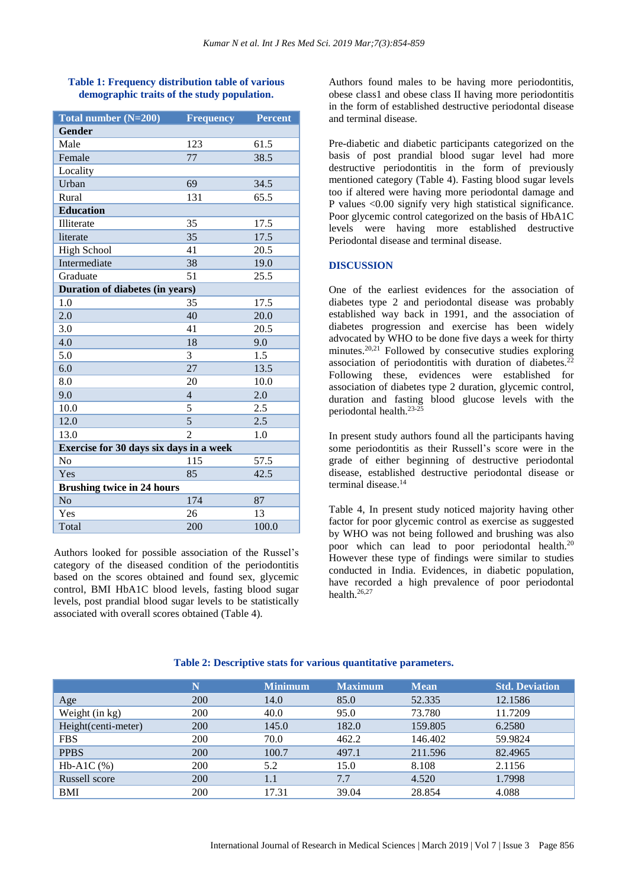**Table 1: Frequency distribution table of various demographic traits of the study population.**

| Total number (N=200) | Frequency | Percent |
|---|---|---|
| **Gender** | | |
| Male | 123 | 61.5 |
| Female | 77 | 38.5 |
| Locality | | |
| Urban | 69 | 34.5 |
| Rural | 131 | 65.5 |
| **Education** | | |
| Illiterate | 35 | 17.5 |
| literate | 35 | 17.5 |
| High School | 41 | 20.5 |
| Intermediate | 38 | 19.0 |
| Graduate | 51 | 25.5 |
| **Duration of diabetes (in years)** | | |
| 1.0 | 35 | 17.5 |
| 2.0 | 40 | 20.0 |
| 3.0 | 41 | 20.5 |
| 4.0 | 18 | 9.0 |
| 5.0 | 3 | 1.5 |
| 6.0 | 27 | 13.5 |
| 8.0 | 20 | 10.0 |
| 9.0 | 4 | 2.0 |
| 10.0 | 5 | 2.5 |
| 12.0 | 5 | 2.5 |
| 13.0 | 2 | 1.0 |
| **Exercise for 30 days six days in a week** | | |
| No | 115 | 57.5 |
| Yes | 85 | 42.5 |
| **Brushing twice in 24 hours** | | |
| No | 174 | 87 |
| Yes | 26 | 13 |
| Total | 200 | 100.0 |

Authors looked for possible association of the Russel's category of the diseased condition of the periodontitis based on the scores obtained and found sex, glycemic control, BMI HbA1C blood levels, fasting blood sugar levels, post prandial blood sugar levels to be statistically associated with overall scores obtained (Table 4).

Authors found males to be having more periodontitis, obese class1 and obese class II having more periodontitis in the form of established destructive periodontal disease and terminal disease.

Pre-diabetic and diabetic participants categorized on the basis of post prandial blood sugar level had more destructive periodontitis in the form of previously mentioned category (Table 4). Fasting blood sugar levels too if altered were having more periodontal damage and P values <0.00 signify very high statistical significance. Poor glycemic control categorized on the basis of HbA1C levels were having more established destructive Periodontal disease and terminal disease.

## DISCUSSION

One of the earliest evidences for the association of diabetes type 2 and periodontal disease was probably established way back in 1991, and the association of diabetes progression and exercise has been widely advocated by WHO to be done five days a week for thirty minutes.[20,21] Followed by consecutive studies exploring association of periodontitis with duration of diabetes.[22] Following these, evidences were established for association of diabetes type 2 duration, glycemic control, duration and fasting blood glucose levels with the periodontal health.[23-25]

In present study authors found all the participants having some periodontitis as their Russell's score were in the grade of either beginning of destructive periodontal disease, established destructive periodontal disease or terminal disease.[14]

Table 4, In present study noticed majority having other factor for poor glycemic control as exercise as suggested by WHO was not being followed and brushing was also poor which can lead to poor periodontal health.[20] However these type of findings were similar to studies conducted in India. Evidences, in diabetic population, have recorded a high prevalence of poor periodontal health.[26,27]

**Table 2: Descriptive stats for various quantitative parameters.**

| | N | Minimum | Maximum | Mean | Std. Deviation |
|---|---|---|---|---|---|
| Age | 200 | 14.0 | 85.0 | 52.335 | 12.1586 |
| Weight (in kg) | 200 | 40.0 | 95.0 | 73.780 | 11.7209 |
| Height(centi-meter) | 200 | 145.0 | 182.0 | 159.805 | 6.2580 |
| FBS | 200 | 70.0 | 462.2 | 146.402 | 59.9824 |
| PPBS | 200 | 100.7 | 497.1 | 211.596 | 82.4965 |
| Hb-A1C (%) | 200 | 5.2 | 15.0 | 8.108 | 2.1156 |
| Russell score | 200 | 1.1 | 7.7 | 4.520 | 1.7998 |
| BMI | 200 | 17.31 | 39.04 | 28.854 | 4.088 |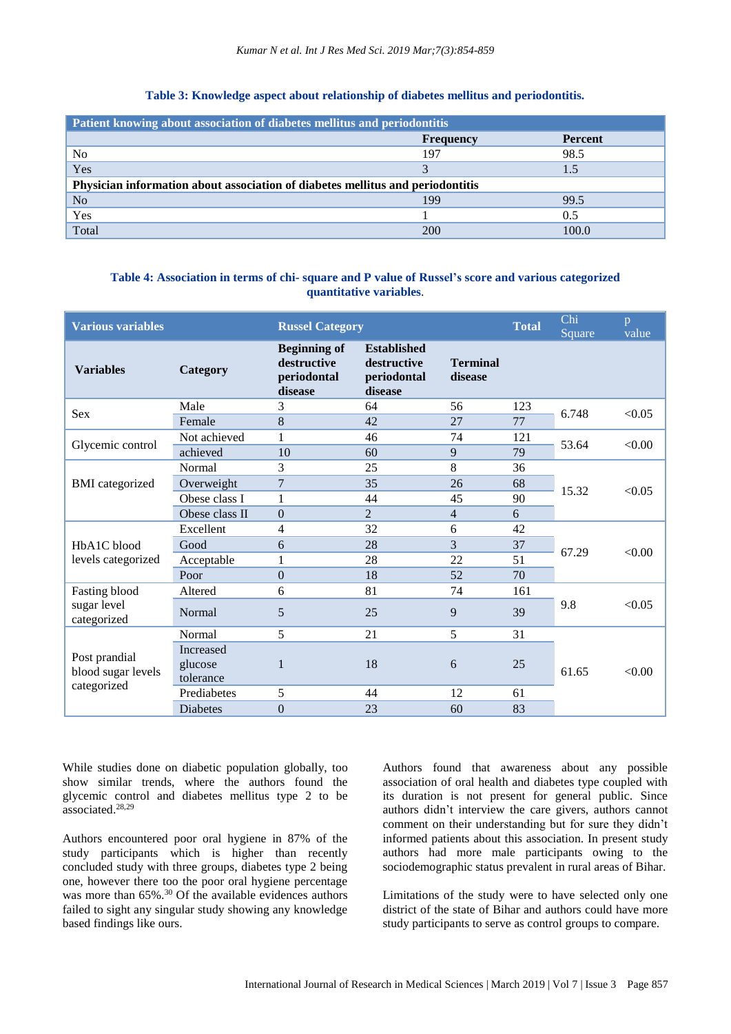**Table 3: Knowledge aspect about relationship of diabetes mellitus and periodontitis.**

| Patient knowing about association of diabetes mellitus and periodontitis | | |
|---|---|---|
| | **Frequency** | **Percent** |
| No | 197 | 98.5 |
| Yes | 3 | 1.5 |
| **Physician information about association of diabetes mellitus and periodontitis** | | |
| No | 199 | 99.5 |
| Yes | 1 | 0.5 |
| Total | 200 | 100.0 |

**Table 4: Association in terms of chi- square and P value of Russel's score and various categorized quantitative variables.**

| Various variables | | Russel Category | | | Total | Chi Square | p value |
|---|---|---|---|---|---|---|---|
| **Variables** | **Category** | **Beginning of destructive periodontal disease** | **Established destructive periodontal disease** | **Terminal disease** | | | |
| Sex | Male | 3 | 64 | 56 | 123 | 6.748 | <0.05 |
| | Female | 8 | 42 | 27 | 77 | | |
| Glycemic control | Not achieved | 1 | 46 | 74 | 121 | 53.64 | <0.00 |
| | achieved | 10 | 60 | 9 | 79 | | |
| BMI categorized | Normal | 3 | 25 | 8 | 36 | 15.32 | <0.05 |
| | Overweight | 7 | 35 | 26 | 68 | | |
| | Obese class I | 1 | 44 | 45 | 90 | | |
| | Obese class II | 0 | 2 | 4 | 6 | | |
| HbA1C blood levels categorized | Excellent | 4 | 32 | 6 | 42 | 67.29 | <0.00 |
| | Good | 6 | 28 | 3 | 37 | | |
| | Acceptable | 1 | 28 | 22 | 51 | | |
| | Poor | 0 | 18 | 52 | 70 | | |
| Fasting blood sugar level categorized | Altered | 6 | 81 | 74 | 161 | 9.8 | <0.05 |
| | Normal | 5 | 25 | 9 | 39 | | |
| Post prandial blood sugar levels categorized | Normal | 5 | 21 | 5 | 31 | 61.65 | <0.00 |
| | Increased glucose tolerance | 1 | 18 | 6 | 25 | | |
| | Prediabetes | 5 | 44 | 12 | 61 | | |
| | Diabetes | 0 | 23 | 60 | 83 | | |

While studies done on diabetic population globally, too show similar trends, where the authors found the glycemic control and diabetes mellitus type 2 to be associated.[28,29]

Authors encountered poor oral hygiene in 87% of the study participants which is higher than recently concluded study with three groups, diabetes type 2 being one, however there too the poor oral hygiene percentage was more than 65%.[30] Of the available evidences authors failed to sight any singular study showing any knowledge based findings like ours.

Authors found that awareness about any possible association of oral health and diabetes type coupled with its duration is not present for general public. Since authors didn't interview the care givers, authors cannot comment on their understanding but for sure they didn't informed patients about this association. In present study authors had more male participants owing to the sociodemographic status prevalent in rural areas of Bihar.

Limitations of the study were to have selected only one district of the state of Bihar and authors could have more study participants to serve as control groups to compare.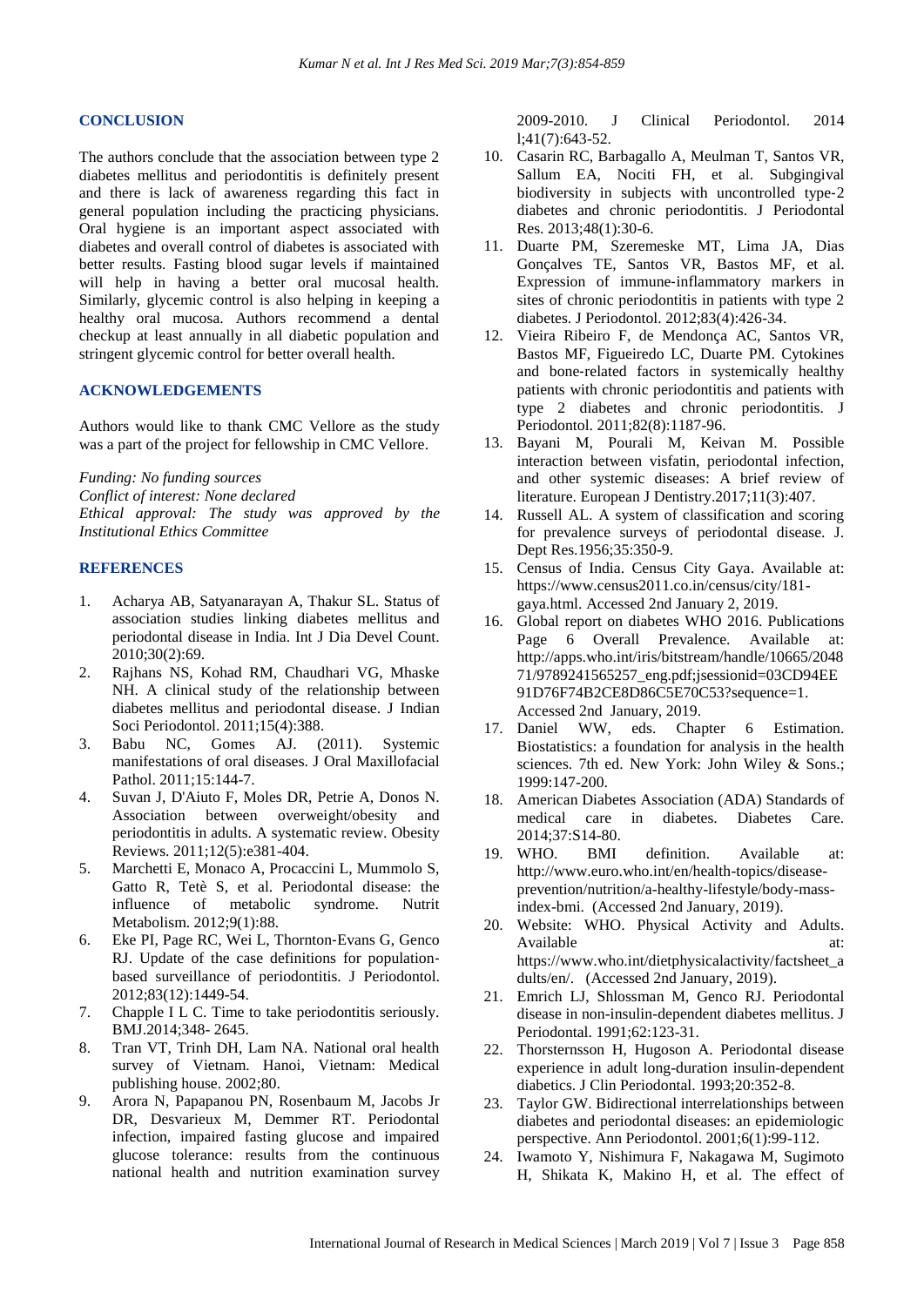## CONCLUSION

The authors conclude that the association between type 2 diabetes mellitus and periodontitis is definitely present and there is lack of awareness regarding this fact in general population including the practicing physicians. Oral hygiene is an important aspect associated with diabetes and overall control of diabetes is associated with better results. Fasting blood sugar levels if maintained will help in having a better oral mucosal health. Similarly, glycemic control is also helping in keeping a healthy oral mucosa. Authors recommend a dental checkup at least annually in all diabetic population and stringent glycemic control for better overall health.

## ACKNOWLEDGEMENTS

Authors would like to thank CMC Vellore as the study was a part of the project for fellowship in CMC Vellore.

*Funding: No funding sources*
*Conflict of interest: None declared*
*Ethical approval: The study was approved by the Institutional Ethics Committee*

## REFERENCES

1. Acharya AB, Satyanarayan A, Thakur SL. Status of association studies linking diabetes mellitus and periodontal disease in India. Int J Dia Devel Count. 2010;30(2):69.
2. Rajhans NS, Kohad RM, Chaudhari VG, Mhaske NH. A clinical study of the relationship between diabetes mellitus and periodontal disease. J Indian Soci Periodontol. 2011;15(4):388.
3. Babu NC, Gomes AJ. (2011). Systemic manifestations of oral diseases. J Oral Maxillofacial Pathol. 2011;15:144-7.
4. Suvan J, D'Aiuto F, Moles DR, Petrie A, Donos N. Association between overweight/obesity and periodontitis in adults. A systematic review. Obesity Reviews. 2011;12(5):e381-404.
5. Marchetti E, Monaco A, Procaccini L, Mummolo S, Gatto R, Tetè S, et al. Periodontal disease: the influence of metabolic syndrome. Nutrit Metabolism. 2012;9(1):88.
6. Eke PI, Page RC, Wei L, Thornton‐Evans G, Genco RJ. Update of the case definitions for population‐based surveillance of periodontitis. J Periodontol. 2012;83(12):1449-54.
7. Chapple I L C. Time to take periodontitis seriously. BMJ.2014;348- 2645.
8. Tran VT, Trinh DH, Lam NA. National oral health survey of Vietnam. Hanoi, Vietnam: Medical publishing house. 2002;80.
9. Arora N, Papapanou PN, Rosenbaum M, Jacobs Jr DR, Desvarieux M, Demmer RT. Periodontal infection, impaired fasting glucose and impaired glucose tolerance: results from the continuous national health and nutrition examination survey 2009-2010. J Clinical Periodontol. 2014 l;41(7):643-52.
10. Casarin RC, Barbagallo A, Meulman T, Santos VR, Sallum EA, Nociti FH, et al. Subgingival biodiversity in subjects with uncontrolled type‐2 diabetes and chronic periodontitis. J Periodontal Res. 2013;48(1):30-6.
11. Duarte PM, Szeremeske MT, Lima JA, Dias Gonçalves TE, Santos VR, Bastos MF, et al. Expression of immune‐inflammatory markers in sites of chronic periodontitis in patients with type 2 diabetes. J Periodontol. 2012;83(4):426-34.
12. Vieira Ribeiro F, de Mendonça AC, Santos VR, Bastos MF, Figueiredo LC, Duarte PM. Cytokines and bone‐related factors in systemically healthy patients with chronic periodontitis and patients with type 2 diabetes and chronic periodontitis. J Periodontol. 2011;82(8):1187-96.
13. Bayani M, Pourali M, Keivan M. Possible interaction between visfatin, periodontal infection, and other systemic diseases: A brief review of literature. European J Dentistry.2017;11(3):407.
14. Russell AL. A system of classification and scoring for prevalence surveys of periodontal disease. J. Dept Res.1956;35:350-9.
15. Census of India. Census City Gaya. Available at: https://www.census2011.co.in/census/city/181-gaya.html. Accessed 2nd January 2, 2019.
16. Global report on diabetes WHO 2016. Publications Page 6 Overall Prevalence. Available at: http://apps.who.int/iris/bitstream/handle/10665/204871/9789241565257_eng.pdf;jsessionid=03CD94EE91D76F74B2CE8D86C5E70C53?sequence=1. Accessed 2nd January, 2019.
17. Daniel WW, eds. Chapter 6 Estimation. Biostatistics: a foundation for analysis in the health sciences. 7th ed. New York: John Wiley & Sons.; 1999:147-200.
18. American Diabetes Association (ADA) Standards of medical care in diabetes. Diabetes Care. 2014;37:S14-80.
19. WHO. BMI definition. Available at: http://www.euro.who.int/en/health-topics/disease-prevention/nutrition/a-healthy-lifestyle/body-mass-index-bmi. (Accessed 2nd January, 2019).
20. Website: WHO. Physical Activity and Adults. Available at: https://www.who.int/dietphysicalactivity/factsheet_adults/en/. (Accessed 2nd January, 2019).
21. Emrich LJ, Shlossman M, Genco RJ. Periodontal disease in non-insulin-dependent diabetes mellitus. J Periodontal. 1991;62:123-31.
22. Thorsternsson H, Hugoson A. Periodontal disease experience in adult long-duration insulin-dependent diabetics. J Clin Periodontal. 1993;20:352-8.
23. Taylor GW. Bidirectional interrelationships between diabetes and periodontal diseases: an epidemiologic perspective. Ann Periodontol. 2001;6(1):99-112.
24. Iwamoto Y, Nishimura F, Nakagawa M, Sugimoto H, Shikata K, Makino H, et al. The effect of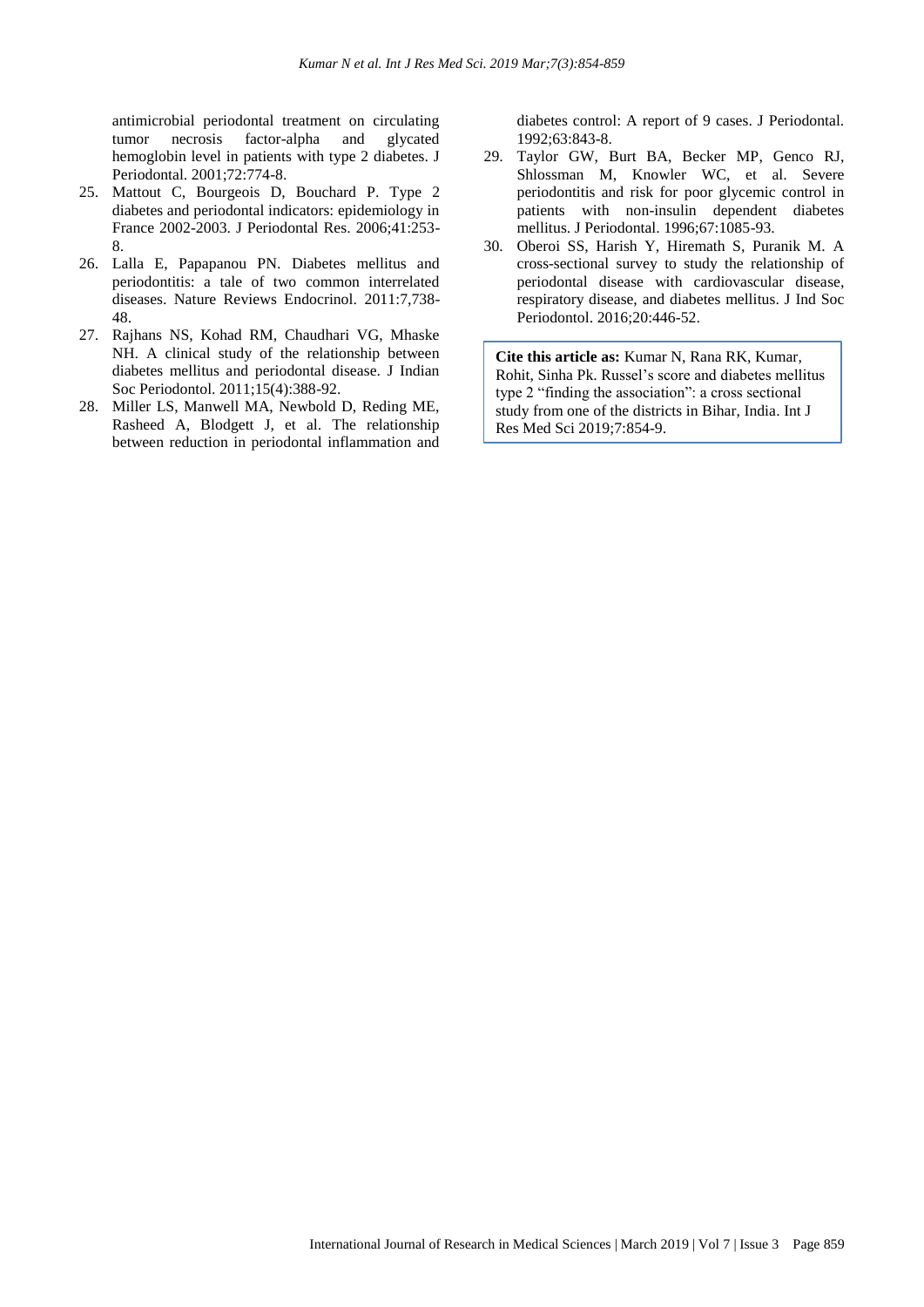antimicrobial periodontal treatment on circulating tumor necrosis factor-alpha and glycated hemoglobin level in patients with type 2 diabetes. J Periodontal. 2001;72:774-8.

25. Mattout C, Bourgeois D, Bouchard P. Type 2 diabetes and periodontal indicators: epidemiology in France 2002-2003. J Periodontal Res. 2006;41:253-8.
26. Lalla E, Papapanou PN. Diabetes mellitus and periodontitis: a tale of two common interrelated diseases. Nature Reviews Endocrinol. 2011:7,738-48.
27. Rajhans NS, Kohad RM, Chaudhari VG, Mhaske NH. A clinical study of the relationship between diabetes mellitus and periodontal disease. J Indian Soc Periodontol. 2011;15(4):388-92.
28. Miller LS, Manwell MA, Newbold D, Reding ME, Rasheed A, Blodgett J, et al. The relationship between reduction in periodontal inflammation and diabetes control: A report of 9 cases. J Periodontal. 1992;63:843-8.
29. Taylor GW, Burt BA, Becker MP, Genco RJ, Shlossman M, Knowler WC, et al. Severe periodontitis and risk for poor glycemic control in patients with non-insulin dependent diabetes mellitus. J Periodontal. 1996;67:1085-93.
30. Oberoi SS, Harish Y, Hiremath S, Puranik M. A cross-sectional survey to study the relationship of periodontal disease with cardiovascular disease, respiratory disease, and diabetes mellitus. J Ind Soc Periodontol. 2016;20:446-52.

**Cite this article as:** Kumar N, Rana RK, Kumar, Rohit, Sinha Pk. Russel's score and diabetes mellitus type 2 "finding the association": a cross sectional study from one of the districts in Bihar, India. Int J Res Med Sci 2019;7:854-9.